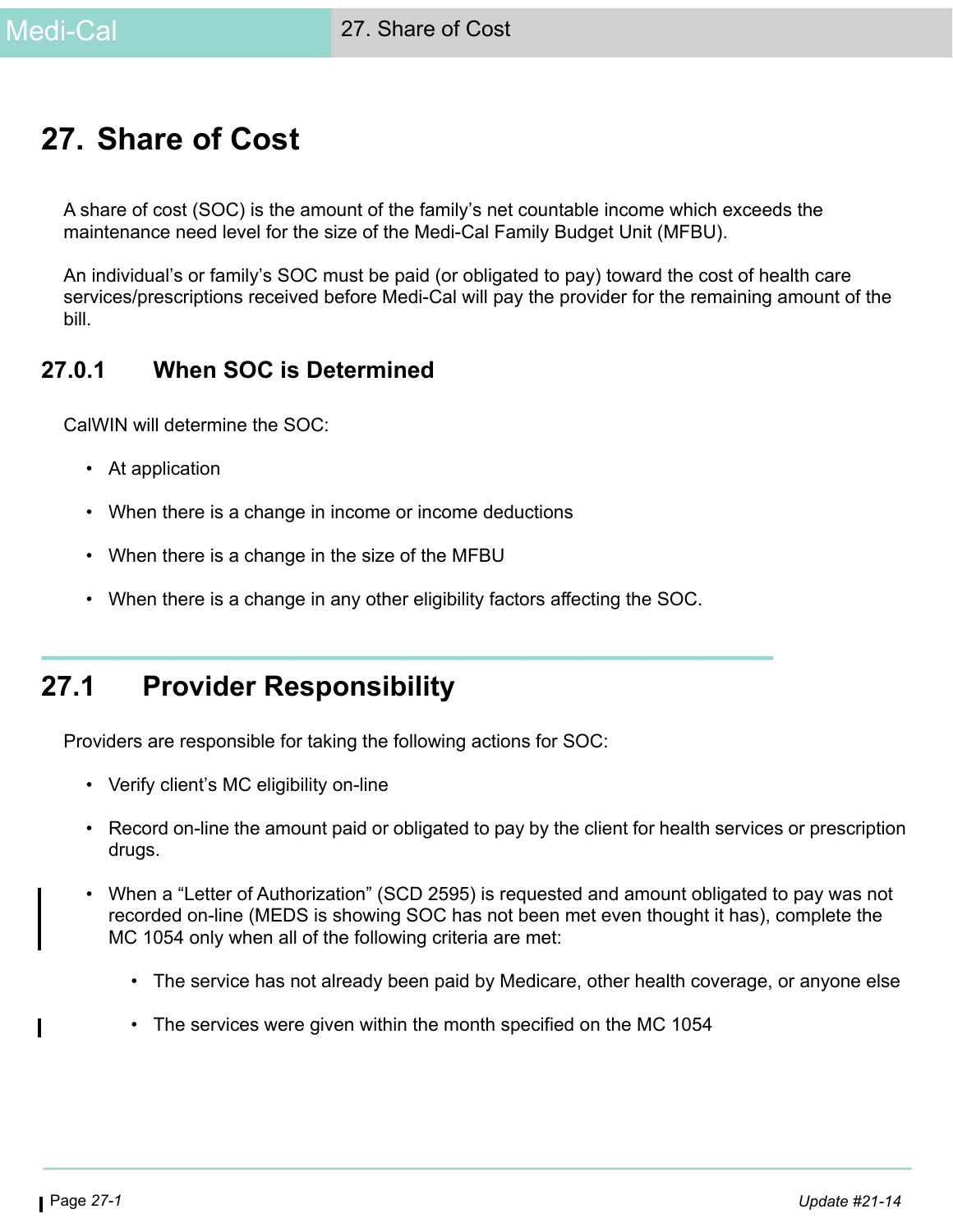# 27. Share of Cost

A share of cost (SOC) is the amount of the family's net countable income which exceeds the maintenance need level for the size of the Medi-Cal Family Budget Unit (MFBU).

An individual's or family's SOC must be paid (or obligated to pay) toward the cost of health care services/prescriptions received before Medi-Cal will pay the provider for the remaining amount of the bill.

### 27.0.1 When SOC is Determined

CalWIN will determine the SOC:

- At application
- When there is a change in income or income deductions
- When there is a change in the size of the MFBU
- When there is a change in any other eligibility factors affecting the SOC.

## 27.1 Provider Responsibility

Providers are responsible for taking the following actions for SOC:

- Verify client's MC eligibility on-line
- Record on-line the amount paid or obligated to pay by the client for health services or prescription drugs.
- When a "Letter of Authorization" (SCD 2595) is requested and amount obligated to pay was not recorded on-line (MEDS is showing SOC has not been met even thought it has), complete the MC 1054 only when all of the following criteria are met:
  - The service has not already been paid by Medicare, other health coverage, or anyone else
  - The services were given within the month specified on the MC 1054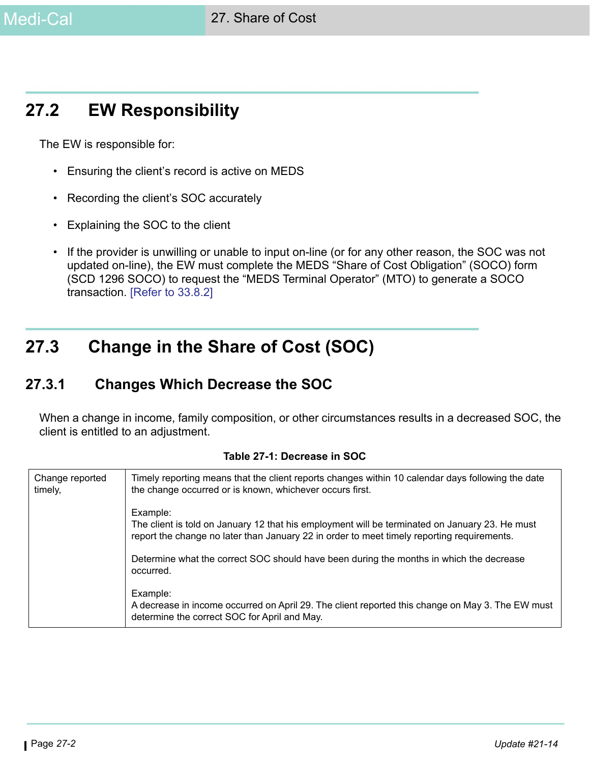## 27.2 EW Responsibility

The EW is responsible for:

- Ensuring the client's record is active on MEDS
- Recording the client's SOC accurately
- Explaining the SOC to the client
- If the provider is unwilling or unable to input on-line (or for any other reason, the SOC was not updated on-line), the EW must complete the MEDS "Share of Cost Obligation" (SOCO) form (SCD 1296 SOCO) to request the "MEDS Terminal Operator" (MTO) to generate a SOCO transaction. [Refer to 33.8.2]

## 27.3 Change in the Share of Cost (SOC)

### 27.3.1 Changes Which Decrease the SOC

When a change in income, family composition, or other circumstances results in a decreased SOC, the client is entitled to an adjustment.

**Table 27-1: Decrease in SOC**

| | |
|---|---|
| Change reported timely, | Timely reporting means that the client reports changes within 10 calendar days following the date the change occurred or is known, whichever occurs first.<br><br>Example:<br>The client is told on January 12 that his employment will be terminated on January 23. He must report the change no later than January 22 in order to meet timely reporting requirements.<br><br>Determine what the correct SOC should have been during the months in which the decrease occurred.<br><br>Example:<br>A decrease in income occurred on April 29. The client reported this change on May 3. The EW must determine the correct SOC for April and May. |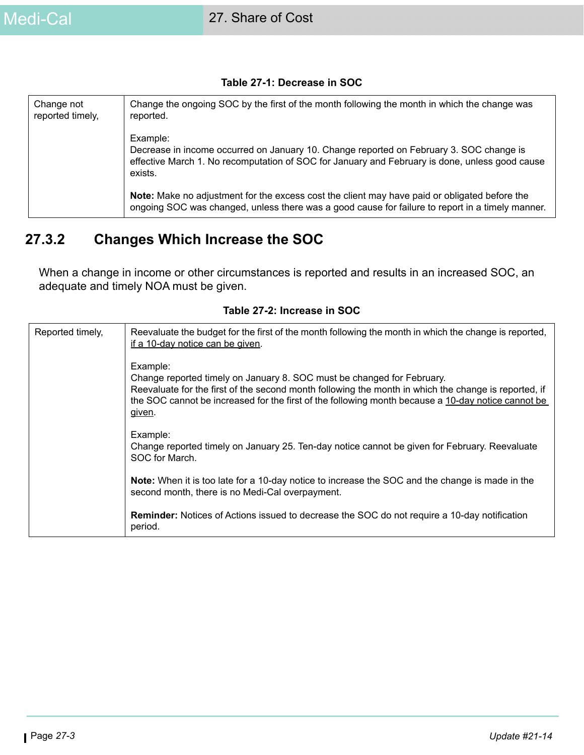**Table 27-1: Decrease in SOC**

| | |
|---|---|
| Change not reported timely, | Change the ongoing SOC by the first of the month following the month in which the change was reported.<br><br>Example:<br>Decrease in income occurred on January 10. Change reported on February 3. SOC change is effective March 1. No recomputation of SOC for January and February is done, unless good cause exists.<br><br>**Note:** Make no adjustment for the excess cost the client may have paid or obligated before the ongoing SOC was changed, unless there was a good cause for failure to report in a timely manner. |

## 27.3.2 Changes Which Increase the SOC

When a change in income or other circumstances is reported and results in an increased SOC, an adequate and timely NOA must be given.

**Table 27-2: Increase in SOC**

| | |
|---|---|
| Reported timely, | Reevaluate the budget for the first of the month following the month in which the change is reported, <u>if a 10-day notice can be given</u>.<br><br>Example:<br>Change reported timely on January 8. SOC must be changed for February.<br>Reevaluate for the first of the second month following the month in which the change is reported, if the SOC cannot be increased for the first of the following month because a <u>10-day notice cannot be given</u>.<br><br>Example:<br>Change reported timely on January 25. Ten-day notice cannot be given for February. Reevaluate SOC for March.<br><br>**Note:** When it is too late for a 10-day notice to increase the SOC and the change is made in the second month, there is no Medi-Cal overpayment.<br><br>**Reminder:** Notices of Actions issued to decrease the SOC do not require a 10-day notification period. |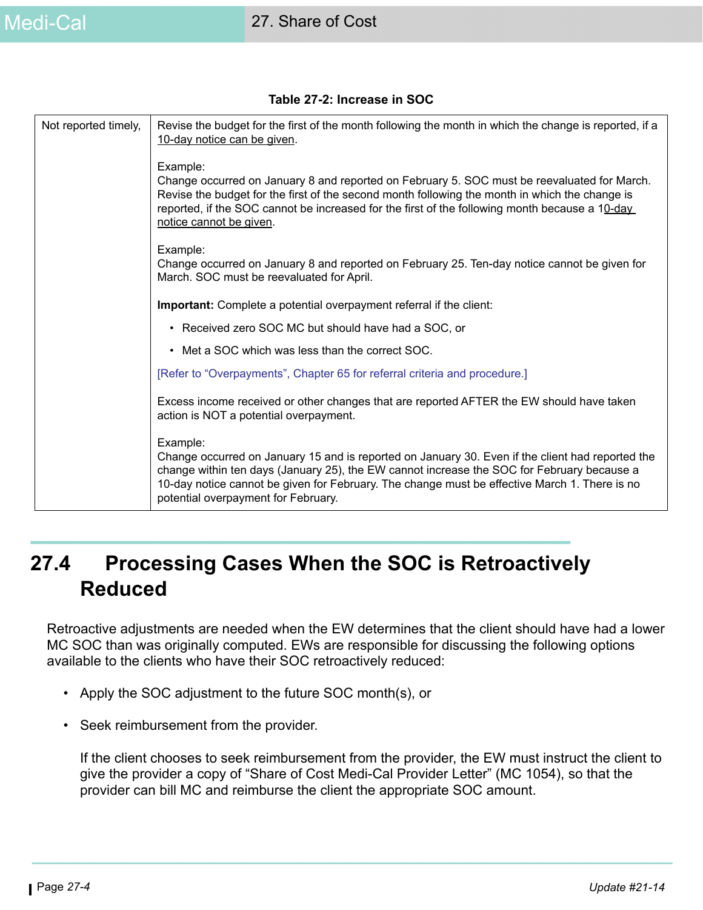**Table 27-2: Increase in SOC**

| | |
|---|---|
| Not reported timely, | Revise the budget for the first of the month following the month in which the change is reported, if a 10-day notice can be given.<br><br>Example:<br>Change occurred on January 8 and reported on February 5. SOC must be reevaluated for March. Revise the budget for the first of the second month following the month in which the change is reported, if the SOC cannot be increased for the first of the following month because a 10-day notice cannot be given.<br><br>Example:<br>Change occurred on January 8 and reported on February 25. Ten-day notice cannot be given for March. SOC must be reevaluated for April.<br><br>**Important:** Complete a potential overpayment referral if the client:<br>• Received zero SOC MC but should have had a SOC, or<br>• Met a SOC which was less than the correct SOC.<br><br>[Refer to "Overpayments", Chapter 65 for referral criteria and procedure.]<br><br>Excess income received or other changes that are reported AFTER the EW should have taken action is NOT a potential overpayment.<br><br>Example:<br>Change occurred on January 15 and is reported on January 30. Even if the client had reported the change within ten days (January 25), the EW cannot increase the SOC for February because a 10-day notice cannot be given for February. The change must be effective March 1. There is no potential overpayment for February. |

## 27.4 Processing Cases When the SOC is Retroactively Reduced

Retroactive adjustments are needed when the EW determines that the client should have had a lower MC SOC than was originally computed. EWs are responsible for discussing the following options available to the clients who have their SOC retroactively reduced:

- Apply the SOC adjustment to the future SOC month(s), or
- Seek reimbursement from the provider.

  If the client chooses to seek reimbursement from the provider, the EW must instruct the client to give the provider a copy of "Share of Cost Medi-Cal Provider Letter" (MC 1054), so that the provider can bill MC and reimburse the client the appropriate SOC amount.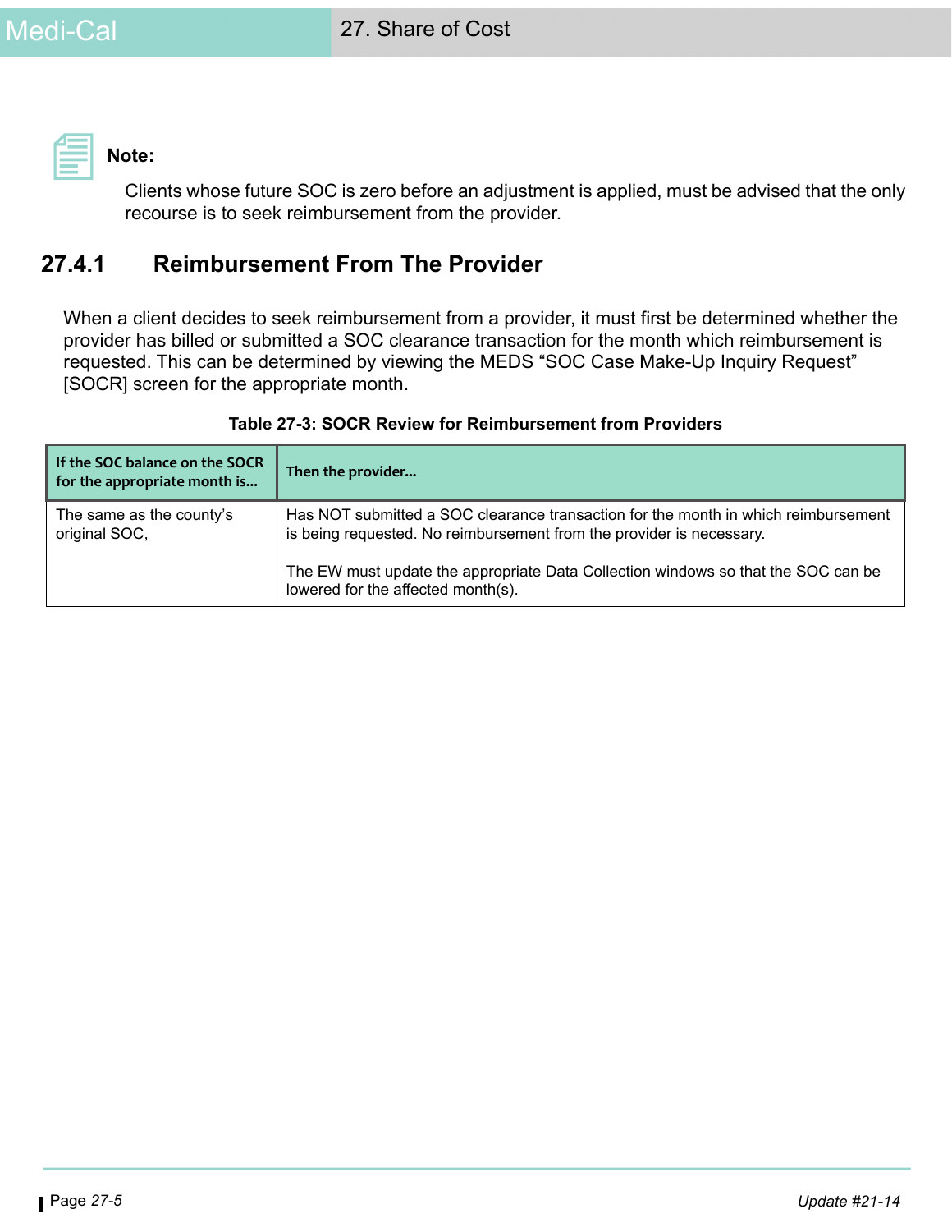**Note:**

Clients whose future SOC is zero before an adjustment is applied, must be advised that the only recourse is to seek reimbursement from the provider.

## 27.4.1 Reimbursement From The Provider

When a client decides to seek reimbursement from a provider, it must first be determined whether the provider has billed or submitted a SOC clearance transaction for the month which reimbursement is requested. This can be determined by viewing the MEDS “SOC Case Make-Up Inquiry Request” [SOCR] screen for the appropriate month.

**Table 27-3: SOCR Review for Reimbursement from Providers**

| If the SOC balance on the SOCR for the appropriate month is... | Then the provider... |
|---|---|
| The same as the county’s original SOC, | Has NOT submitted a SOC clearance transaction for the month in which reimbursement is being requested. No reimbursement from the provider is necessary.<br><br>The EW must update the appropriate Data Collection windows so that the SOC can be lowered for the affected month(s). |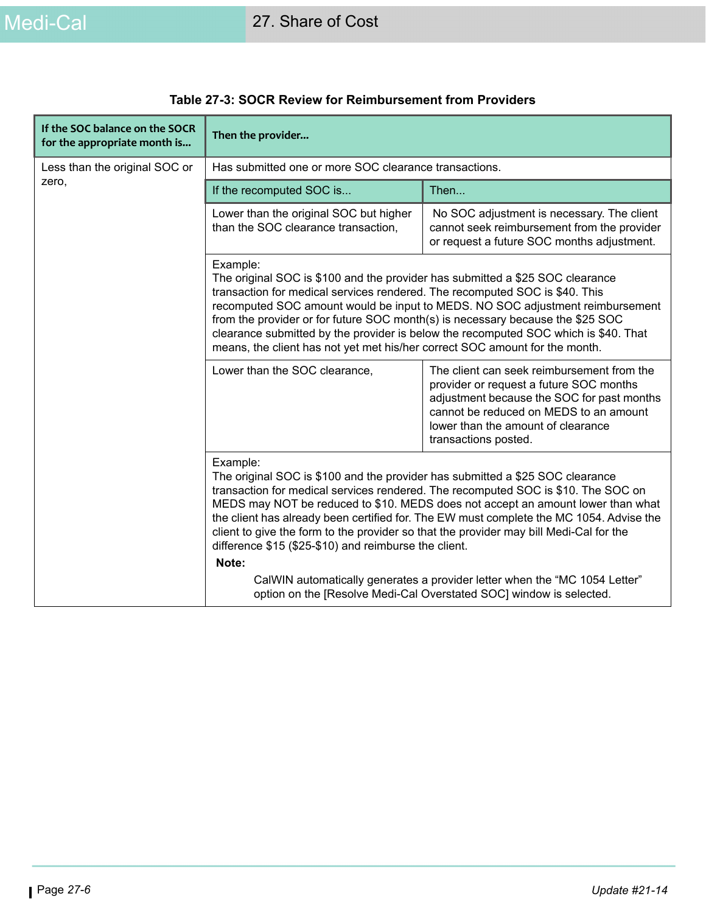**Table 27-3: SOCR Review for Reimbursement from Providers**

| If the SOC balance on the SOCR for the appropriate month is... | Then the provider... | |
|---|---|---|
| Less than the original SOC or zero, | Has submitted one or more SOC clearance transactions. | |
| | **If the recomputed SOC is...** | **Then...** |
| | Lower than the original SOC but higher than the SOC clearance transaction, | No SOC adjustment is necessary. The client cannot seek reimbursement from the provider or request a future SOC months adjustment. |
| | Example: The original SOC is $100 and the provider has submitted a $25 SOC clearance transaction for medical services rendered. The recomputed SOC is $40. This recomputed SOC amount would be input to MEDS. NO SOC adjustment reimbursement from the provider or for future SOC month(s) is necessary because the $25 SOC clearance submitted by the provider is below the recomputed SOC which is $40. That means, the client has not yet met his/her correct SOC amount for the month. | |
| | Lower than the SOC clearance, | The client can seek reimbursement from the provider or request a future SOC months adjustment because the SOC for past months cannot be reduced on MEDS to an amount lower than the amount of clearance transactions posted. |
| | Example: The original SOC is $100 and the provider has submitted a $25 SOC clearance transaction for medical services rendered. The recomputed SOC is $10. The SOC on MEDS may NOT be reduced to $10. MEDS does not accept an amount lower than what the client has already been certified for. The EW must complete the MC 1054. Advise the client to give the form to the provider so that the provider may bill Medi-Cal for the difference $15 ($25-$10) and reimburse the client. **Note:** CalWIN automatically generates a provider letter when the "MC 1054 Letter" option on the [Resolve Medi-Cal Overstated SOC] window is selected. | |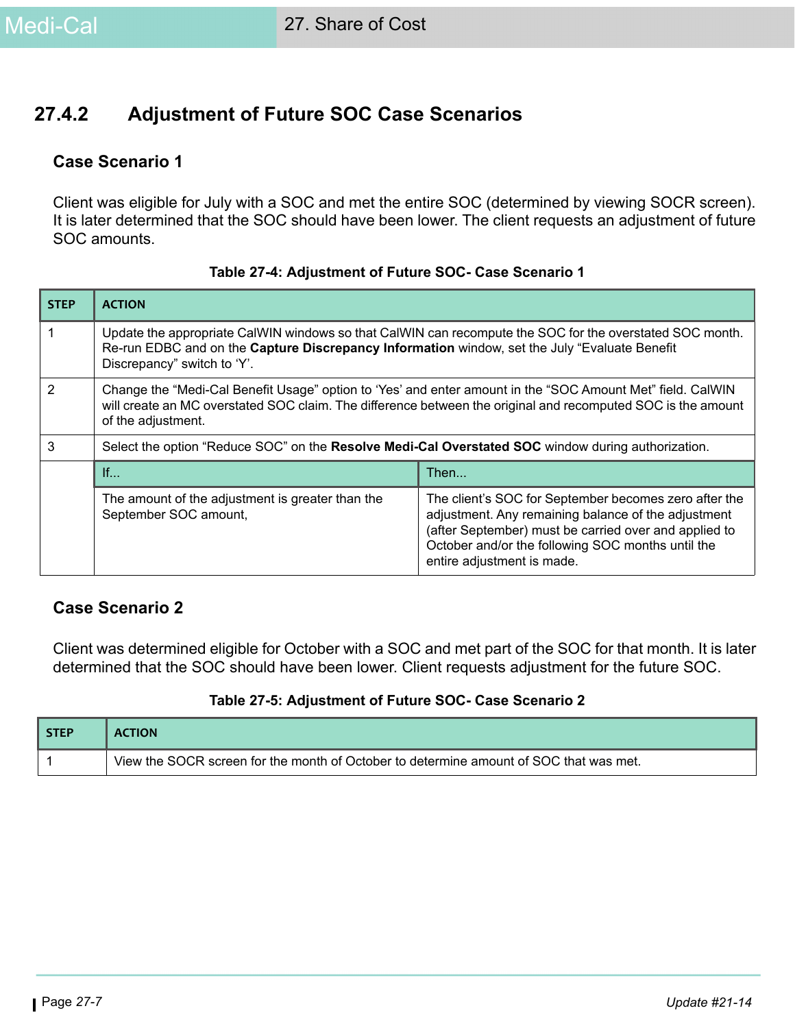## 27.4.2 Adjustment of Future SOC Case Scenarios

### Case Scenario 1

Client was eligible for July with a SOC and met the entire SOC (determined by viewing SOCR screen). It is later determined that the SOC should have been lower. The client requests an adjustment of future SOC amounts.

**Table 27-4: Adjustment of Future SOC- Case Scenario 1**

| STEP | ACTION | |
|---|---|---|
| 1 | Update the appropriate CalWIN windows so that CalWIN can recompute the SOC for the overstated SOC month. Re-run EDBC and on the **Capture Discrepancy Information** window, set the July "Evaluate Benefit Discrepancy" switch to 'Y'. | |
| 2 | Change the "Medi-Cal Benefit Usage" option to 'Yes' and enter amount in the "SOC Amount Met" field. CalWIN will create an MC overstated SOC claim. The difference between the original and recomputed SOC is the amount of the adjustment. | |
| 3 | Select the option "Reduce SOC" on the **Resolve Medi-Cal Overstated SOC** window during authorization. | |
| | If... | Then... |
| | The amount of the adjustment is greater than the September SOC amount, | The client's SOC for September becomes zero after the adjustment. Any remaining balance of the adjustment (after September) must be carried over and applied to October and/or the following SOC months until the entire adjustment is made. |

### Case Scenario 2

Client was determined eligible for October with a SOC and met part of the SOC for that month. It is later determined that the SOC should have been lower. Client requests adjustment for the future SOC.

**Table 27-5: Adjustment of Future SOC- Case Scenario 2**

| STEP | ACTION |
|---|---|
| 1 | View the SOCR screen for the month of October to determine amount of SOC that was met. |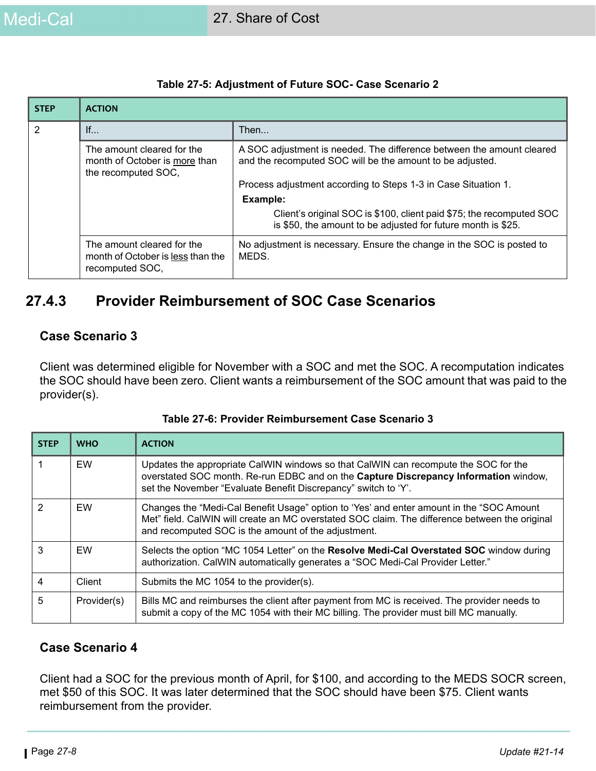**Table 27-5: Adjustment of Future SOC- Case Scenario 2**

| STEP | ACTION | |
|---|---|---|
| 2 | If... | Then... |
| | The amount cleared for the month of October is <u>more</u> than the recomputed SOC, | A SOC adjustment is needed. The difference between the amount cleared and the recomputed SOC will be the amount to be adjusted.<br><br>Process adjustment according to Steps 1-3 in Case Situation 1.<br>**Example:**<br>Client's original SOC is $100, client paid $75; the recomputed SOC is $50, the amount to be adjusted for future month is $25. |
| | The amount cleared for the month of October is <u>less</u> than the recomputed SOC, | No adjustment is necessary. Ensure the change in the SOC is posted to MEDS. |

## 27.4.3 Provider Reimbursement of SOC Case Scenarios

### Case Scenario 3

Client was determined eligible for November with a SOC and met the SOC. A recomputation indicates the SOC should have been zero. Client wants a reimbursement of the SOC amount that was paid to the provider(s).

**Table 27-6: Provider Reimbursement Case Scenario 3**

| STEP | WHO | ACTION |
|---|---|---|
| 1 | EW | Updates the appropriate CalWIN windows so that CalWIN can recompute the SOC for the overstated SOC month. Re-run EDBC and on the **Capture Discrepancy Information** window, set the November "Evaluate Benefit Discrepancy" switch to 'Y'. |
| 2 | EW | Changes the "Medi-Cal Benefit Usage" option to 'Yes' and enter amount in the "SOC Amount Met" field. CalWIN will create an MC overstated SOC claim. The difference between the original and recomputed SOC is the amount of the adjustment. |
| 3 | EW | Selects the option "MC 1054 Letter" on the **Resolve Medi-Cal Overstated SOC** window during authorization. CalWIN automatically generates a "SOC Medi-Cal Provider Letter." |
| 4 | Client | Submits the MC 1054 to the provider(s). |
| 5 | Provider(s) | Bills MC and reimburses the client after payment from MC is received. The provider needs to submit a copy of the MC 1054 with their MC billing. The provider must bill MC manually. |

### Case Scenario 4

Client had a SOC for the previous month of April, for $100, and according to the MEDS SOCR screen, met $50 of this SOC. It was later determined that the SOC should have been $75. Client wants reimbursement from the provider.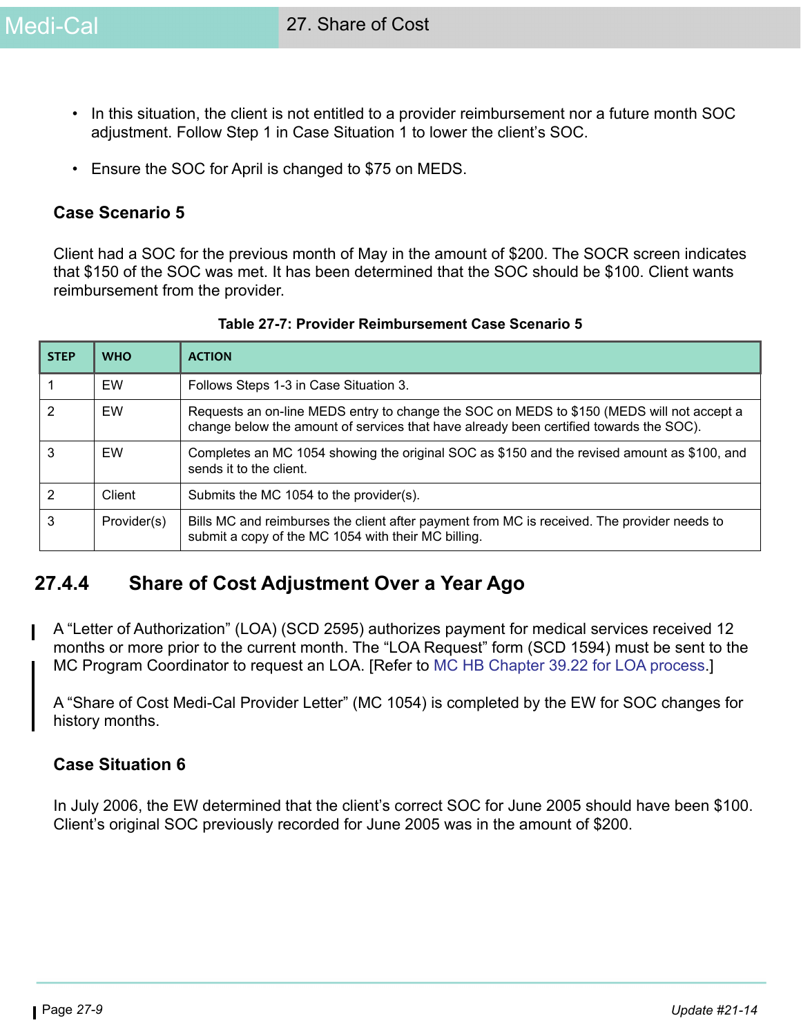- In this situation, the client is not entitled to a provider reimbursement nor a future month SOC adjustment. Follow Step 1 in Case Situation 1 to lower the client's SOC.
- Ensure the SOC for April is changed to $75 on MEDS.

### Case Scenario 5

Client had a SOC for the previous month of May in the amount of $200. The SOCR screen indicates that $150 of the SOC was met. It has been determined that the SOC should be $100. Client wants reimbursement from the provider.

**Table 27-7: Provider Reimbursement Case Scenario 5**

| STEP | WHO | ACTION |
|---|---|---|
| 1 | EW | Follows Steps 1-3 in Case Situation 3. |
| 2 | EW | Requests an on-line MEDS entry to change the SOC on MEDS to $150 (MEDS will not accept a change below the amount of services that have already been certified towards the SOC). |
| 3 | EW | Completes an MC 1054 showing the original SOC as $150 and the revised amount as $100, and sends it to the client. |
| 2 | Client | Submits the MC 1054 to the provider(s). |
| 3 | Provider(s) | Bills MC and reimburses the client after payment from MC is received. The provider needs to submit a copy of the MC 1054 with their MC billing. |

## 27.4.4 Share of Cost Adjustment Over a Year Ago

A "Letter of Authorization" (LOA) (SCD 2595) authorizes payment for medical services received 12 months or more prior to the current month. The "LOA Request" form (SCD 1594) must be sent to the MC Program Coordinator to request an LOA. [Refer to MC HB Chapter 39.22 for LOA process.]

A "Share of Cost Medi-Cal Provider Letter" (MC 1054) is completed by the EW for SOC changes for history months.

### Case Situation 6

In July 2006, the EW determined that the client's correct SOC for June 2005 should have been $100. Client's original SOC previously recorded for June 2005 was in the amount of $200.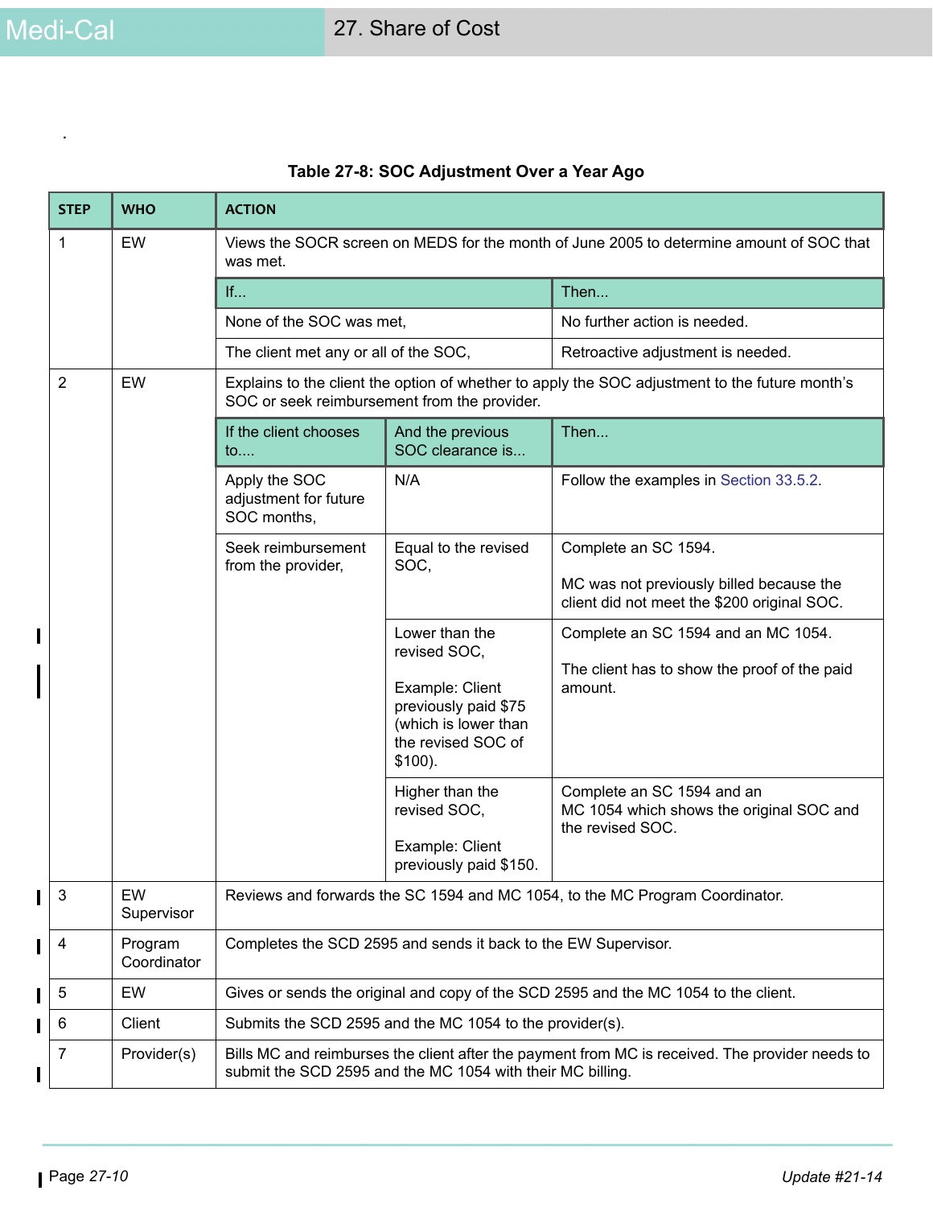.

**Table 27-8: SOC Adjustment Over a Year Ago**

| STEP | WHO | ACTION | | |
|---|---|---|---|---|
| 1 | EW | Views the SOCR screen on MEDS for the month of June 2005 to determine amount of SOC that was met. | | |
| | | **If...** | | **Then...** |
| | | None of the SOC was met, | | No further action is needed. |
| | | The client met any or all of the SOC, | | Retroactive adjustment is needed. |
| 2 | EW | Explains to the client the option of whether to apply the SOC adjustment to the future month's SOC or seek reimbursement from the provider. | | |
| | | **If the client chooses to....** | **And the previous SOC clearance is...** | **Then...** |
| | | Apply the SOC adjustment for future SOC months, | N/A | Follow the examples in Section 33.5.2. |
| | | Seek reimbursement from the provider, | Equal to the revised SOC, | Complete an SC 1594.<br><br>MC was not previously billed because the client did not meet the $200 original SOC. |
| | | | Lower than the revised SOC,<br><br>Example: Client previously paid $75 (which is lower than the revised SOC of $100). | Complete an SC 1594 and an MC 1054.<br><br>The client has to show the proof of the paid amount. |
| | | | Higher than the revised SOC,<br><br>Example: Client previously paid $150. | Complete an SC 1594 and an MC 1054 which shows the original SOC and the revised SOC. |
| 3 | EW Supervisor | Reviews and forwards the SC 1594 and MC 1054, to the MC Program Coordinator. | | |
| 4 | Program Coordinator | Completes the SCD 2595 and sends it back to the EW Supervisor. | | |
| 5 | EW | Gives or sends the original and copy of the SCD 2595 and the MC 1054 to the client. | | |
| 6 | Client | Submits the SCD 2595 and the MC 1054 to the provider(s). | | |
| 7 | Provider(s) | Bills MC and reimburses the client after the payment from MC is received. The provider needs to submit the SCD 2595 and the MC 1054 with their MC billing. | | |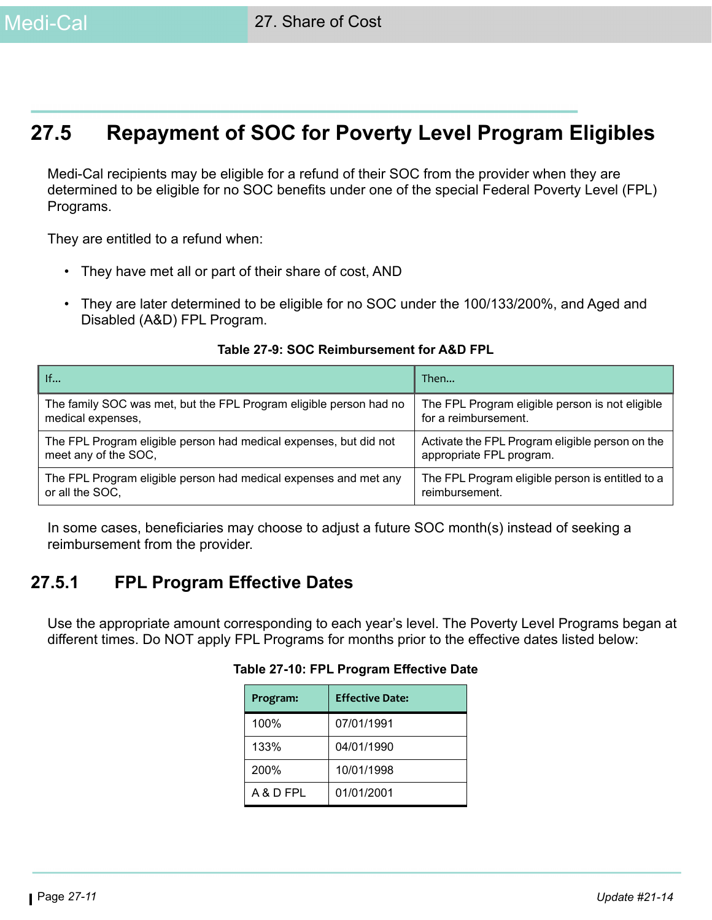## 27.5 Repayment of SOC for Poverty Level Program Eligibles

Medi-Cal recipients may be eligible for a refund of their SOC from the provider when they are determined to be eligible for no SOC benefits under one of the special Federal Poverty Level (FPL) Programs.

They are entitled to a refund when:

- They have met all or part of their share of cost, AND
- They are later determined to be eligible for no SOC under the 100/133/200%, and Aged and Disabled (A&D) FPL Program.

**Table 27-9: SOC Reimbursement for A&D FPL**

| If... | Then... |
|---|---|
| The family SOC was met, but the FPL Program eligible person had no medical expenses, | The FPL Program eligible person is not eligible for a reimbursement. |
| The FPL Program eligible person had medical expenses, but did not meet any of the SOC, | Activate the FPL Program eligible person on the appropriate FPL program. |
| The FPL Program eligible person had medical expenses and met any or all the SOC, | The FPL Program eligible person is entitled to a reimbursement. |

In some cases, beneficiaries may choose to adjust a future SOC month(s) instead of seeking a reimbursement from the provider.

### 27.5.1 FPL Program Effective Dates

Use the appropriate amount corresponding to each year's level. The Poverty Level Programs began at different times. Do NOT apply FPL Programs for months prior to the effective dates listed below:

**Table 27-10: FPL Program Effective Date**

| Program: | Effective Date: |
|---|---|
| 100% | 07/01/1991 |
| 133% | 04/01/1990 |
| 200% | 10/01/1998 |
| A & D FPL | 01/01/2001 |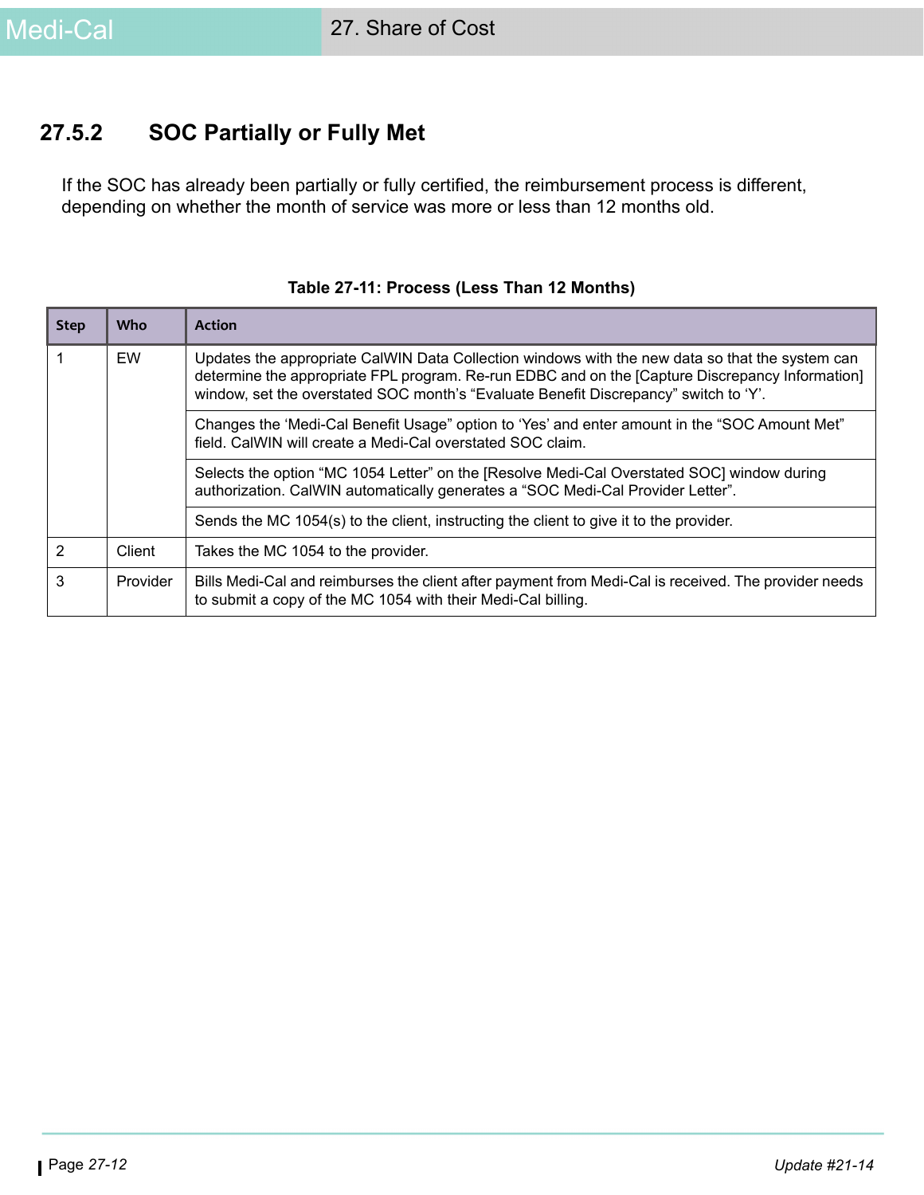## 27.5.2 SOC Partially or Fully Met

If the SOC has already been partially or fully certified, the reimbursement process is different, depending on whether the month of service was more or less than 12 months old.

**Table 27-11: Process (Less Than 12 Months)**

| Step | Who | Action |
|---|---|---|
| 1 | EW | Updates the appropriate CalWIN Data Collection windows with the new data so that the system can determine the appropriate FPL program. Re-run EDBC and on the [Capture Discrepancy Information] window, set the overstated SOC month's "Evaluate Benefit Discrepancy" switch to 'Y'. |
| | | Changes the 'Medi-Cal Benefit Usage" option to 'Yes' and enter amount in the "SOC Amount Met" field. CalWIN will create a Medi-Cal overstated SOC claim. |
| | | Selects the option "MC 1054 Letter" on the [Resolve Medi-Cal Overstated SOC] window during authorization. CalWIN automatically generates a "SOC Medi-Cal Provider Letter". |
| | | Sends the MC 1054(s) to the client, instructing the client to give it to the provider. |
| 2 | Client | Takes the MC 1054 to the provider. |
| 3 | Provider | Bills Medi-Cal and reimburses the client after payment from Medi-Cal is received. The provider needs to submit a copy of the MC 1054 with their Medi-Cal billing. |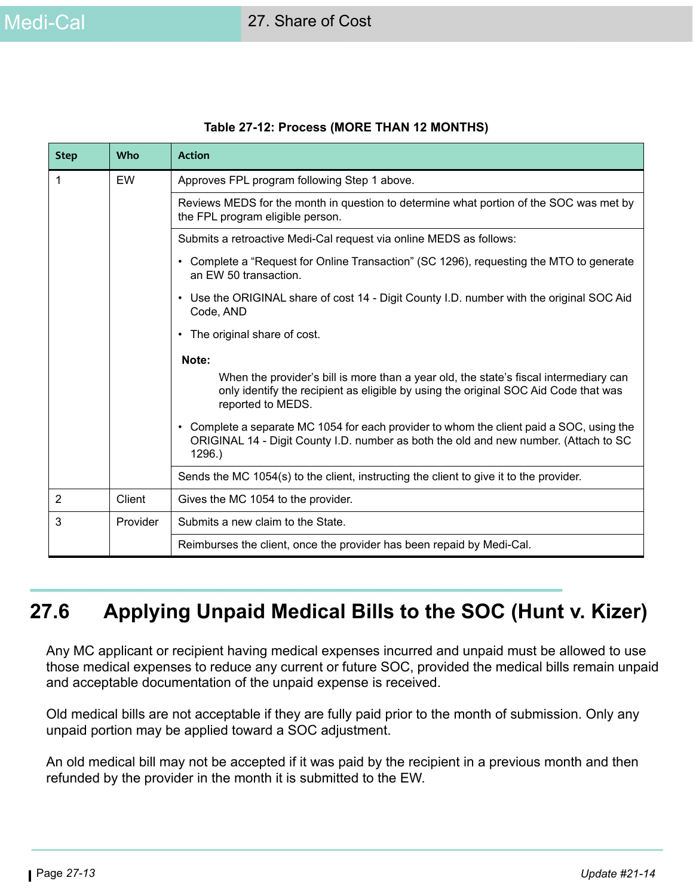**Table 27-12: Process (MORE THAN 12 MONTHS)**

| Step | Who | Action |
|---|---|---|
| 1 | EW | Approves FPL program following Step 1 above. |
| | | Reviews MEDS for the month in question to determine what portion of the SOC was met by the FPL program eligible person. |
| | | Submits a retroactive Medi-Cal request via online MEDS as follows:<br>• Complete a "Request for Online Transaction" (SC 1296), requesting the MTO to generate an EW 50 transaction.<br>• Use the ORIGINAL share of cost 14 - Digit County I.D. number with the original SOC Aid Code, AND<br>• The original share of cost.<br>**Note:** When the provider's bill is more than a year old, the state's fiscal intermediary can only identify the recipient as eligible by using the original SOC Aid Code that was reported to MEDS.<br>• Complete a separate MC 1054 for each provider to whom the client paid a SOC, using the ORIGINAL 14 - Digit County I.D. number as both the old and new number. (Attach to SC 1296.) |
| | | Sends the MC 1054(s) to the client, instructing the client to give it to the provider. |
| 2 | Client | Gives the MC 1054 to the provider. |
| 3 | Provider | Submits a new claim to the State. |
| | | Reimburses the client, once the provider has been repaid by Medi-Cal. |

## 27.6 Applying Unpaid Medical Bills to the SOC (Hunt v. Kizer)

Any MC applicant or recipient having medical expenses incurred and unpaid must be allowed to use those medical expenses to reduce any current or future SOC, provided the medical bills remain unpaid and acceptable documentation of the unpaid expense is received.

Old medical bills are not acceptable if they are fully paid prior to the month of submission. Only any unpaid portion may be applied toward a SOC adjustment.

An old medical bill may not be accepted if it was paid by the recipient in a previous month and then refunded by the provider in the month it is submitted to the EW.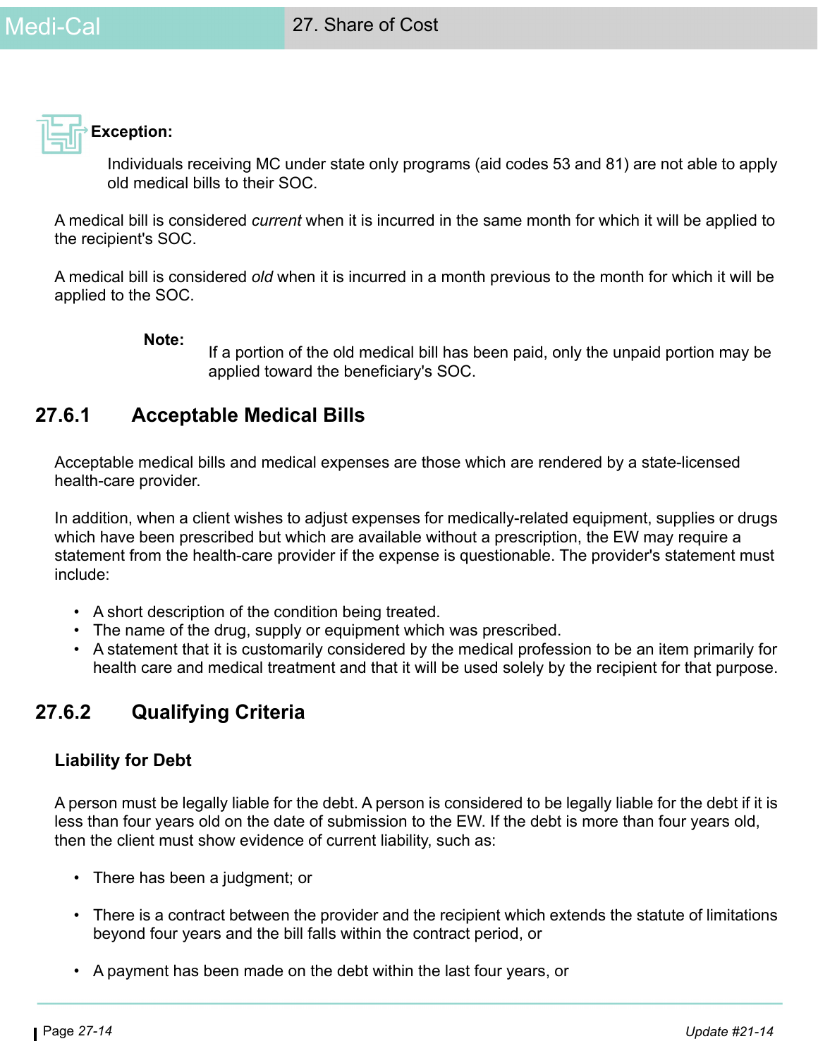**Exception:**

Individuals receiving MC under state only programs (aid codes 53 and 81) are not able to apply old medical bills to their SOC.

A medical bill is considered *current* when it is incurred in the same month for which it will be applied to the recipient's SOC.

A medical bill is considered *old* when it is incurred in a month previous to the month for which it will be applied to the SOC.

**Note:** If a portion of the old medical bill has been paid, only the unpaid portion may be applied toward the beneficiary's SOC.

## 27.6.1 Acceptable Medical Bills

Acceptable medical bills and medical expenses are those which are rendered by a state-licensed health-care provider.

In addition, when a client wishes to adjust expenses for medically-related equipment, supplies or drugs which have been prescribed but which are available without a prescription, the EW may require a statement from the health-care provider if the expense is questionable. The provider's statement must include:

- A short description of the condition being treated.
- The name of the drug, supply or equipment which was prescribed.
- A statement that it is customarily considered by the medical profession to be an item primarily for health care and medical treatment and that it will be used solely by the recipient for that purpose.

## 27.6.2 Qualifying Criteria

### Liability for Debt

A person must be legally liable for the debt. A person is considered to be legally liable for the debt if it is less than four years old on the date of submission to the EW. If the debt is more than four years old, then the client must show evidence of current liability, such as:

- There has been a judgment; or
- There is a contract between the provider and the recipient which extends the statute of limitations beyond four years and the bill falls within the contract period, or
- A payment has been made on the debt within the last four years, or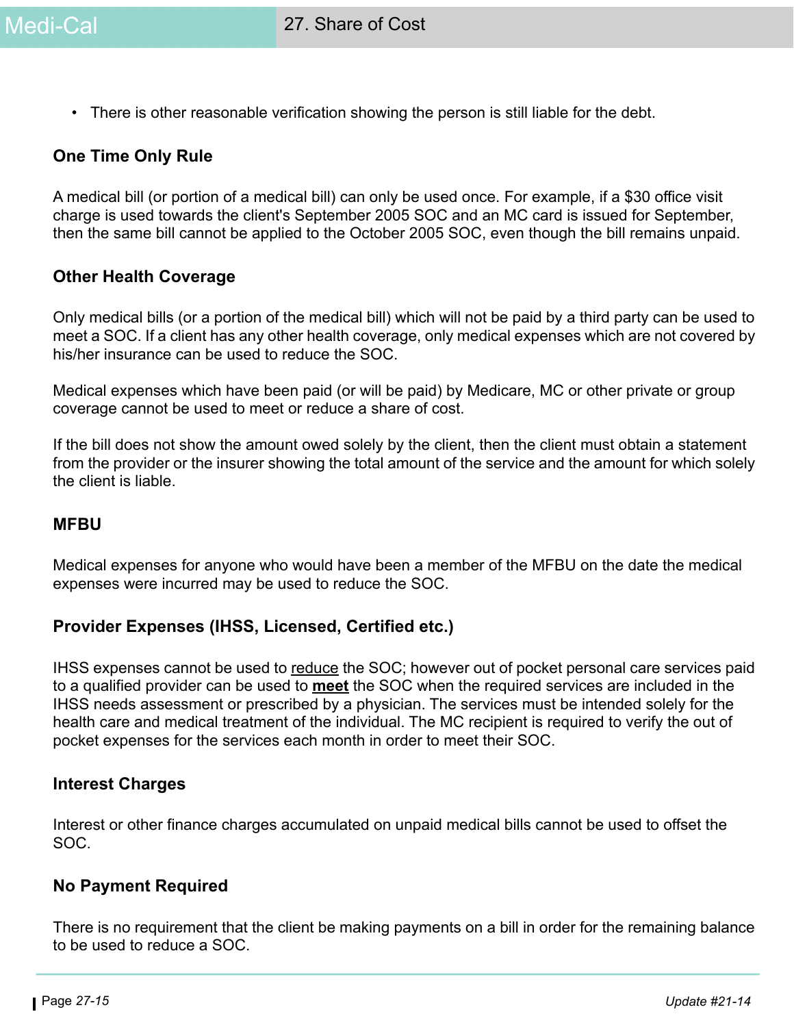- There is other reasonable verification showing the person is still liable for the debt.

### One Time Only Rule

A medical bill (or portion of a medical bill) can only be used once. For example, if a $30 office visit charge is used towards the client's September 2005 SOC and an MC card is issued for September, then the same bill cannot be applied to the October 2005 SOC, even though the bill remains unpaid.

### Other Health Coverage

Only medical bills (or a portion of the medical bill) which will not be paid by a third party can be used to meet a SOC. If a client has any other health coverage, only medical expenses which are not covered by his/her insurance can be used to reduce the SOC.

Medical expenses which have been paid (or will be paid) by Medicare, MC or other private or group coverage cannot be used to meet or reduce a share of cost.

If the bill does not show the amount owed solely by the client, then the client must obtain a statement from the provider or the insurer showing the total amount of the service and the amount for which solely the client is liable.

### MFBU

Medical expenses for anyone who would have been a member of the MFBU on the date the medical expenses were incurred may be used to reduce the SOC.

### Provider Expenses (IHSS, Licensed, Certified etc.)

IHSS expenses cannot be used to <u>reduce</u> the SOC; however out of pocket personal care services paid to a qualified provider can be used to <u>**meet**</u> the SOC when the required services are included in the IHSS needs assessment or prescribed by a physician. The services must be intended solely for the health care and medical treatment of the individual. The MC recipient is required to verify the out of pocket expenses for the services each month in order to meet their SOC.

### Interest Charges

Interest or other finance charges accumulated on unpaid medical bills cannot be used to offset the SOC.

### No Payment Required

There is no requirement that the client be making payments on a bill in order for the remaining balance to be used to reduce a SOC.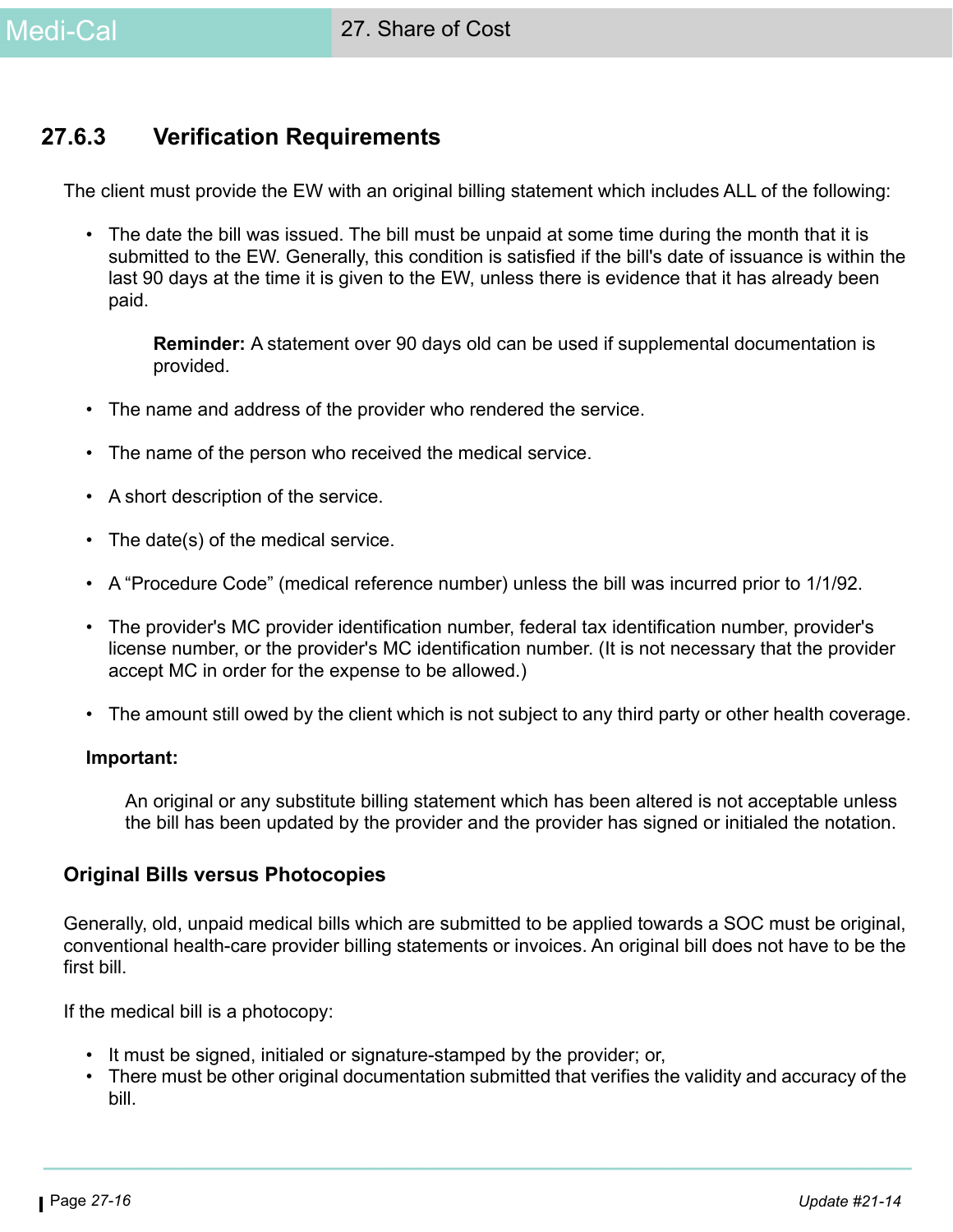### 27.6.3 Verification Requirements

The client must provide the EW with an original billing statement which includes ALL of the following:

- The date the bill was issued. The bill must be unpaid at some time during the month that it is submitted to the EW. Generally, this condition is satisfied if the bill's date of issuance is within the last 90 days at the time it is given to the EW, unless there is evidence that it has already been paid.

  **Reminder:** A statement over 90 days old can be used if supplemental documentation is provided.

- The name and address of the provider who rendered the service.
- The name of the person who received the medical service.
- A short description of the service.
- The date(s) of the medical service.
- A "Procedure Code" (medical reference number) unless the bill was incurred prior to 1/1/92.
- The provider's MC provider identification number, federal tax identification number, provider's license number, or the provider's MC identification number. (It is not necessary that the provider accept MC in order for the expense to be allowed.)
- The amount still owed by the client which is not subject to any third party or other health coverage.

**Important:**

An original or any substitute billing statement which has been altered is not acceptable unless the bill has been updated by the provider and the provider has signed or initialed the notation.

#### Original Bills versus Photocopies

Generally, old, unpaid medical bills which are submitted to be applied towards a SOC must be original, conventional health-care provider billing statements or invoices. An original bill does not have to be the first bill.

If the medical bill is a photocopy:

- It must be signed, initialed or signature-stamped by the provider; or,
- There must be other original documentation submitted that verifies the validity and accuracy of the bill.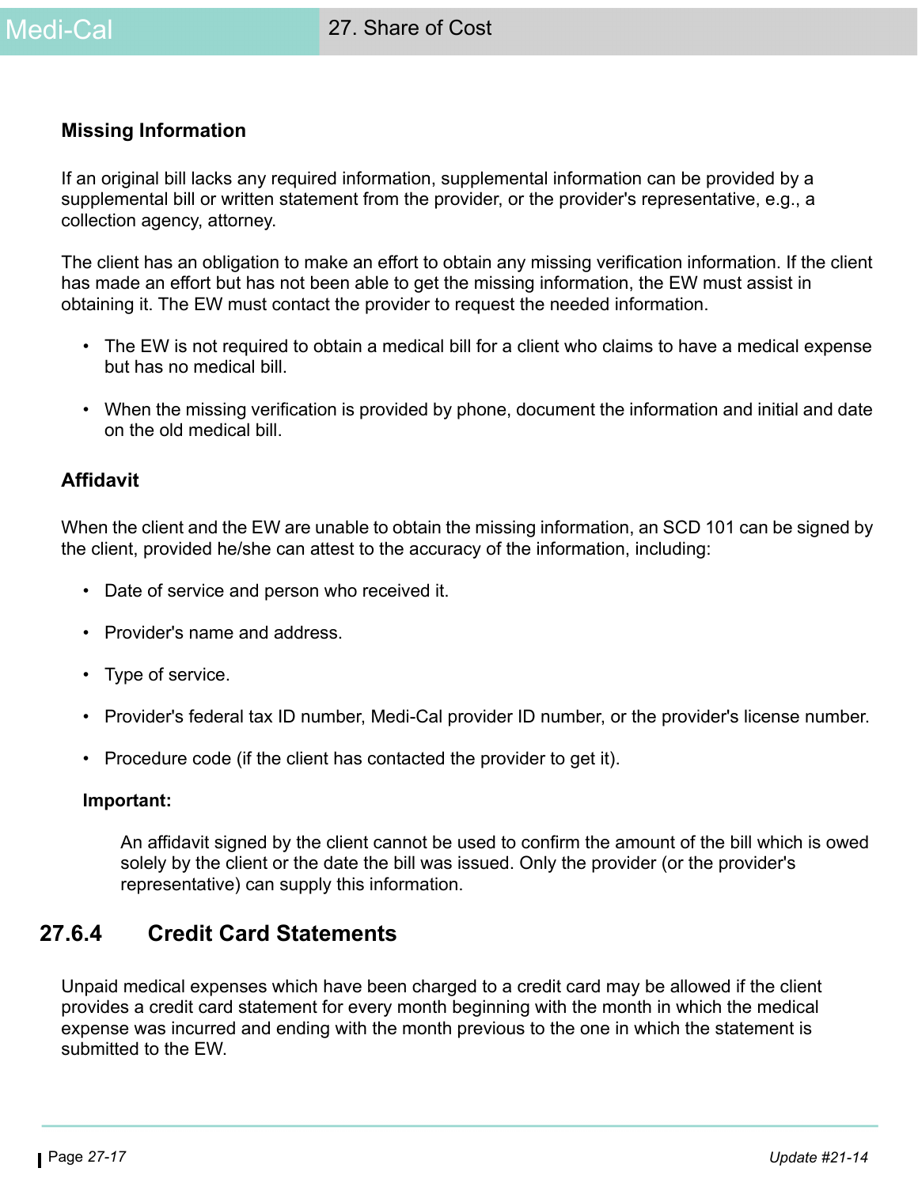### Missing Information

If an original bill lacks any required information, supplemental information can be provided by a supplemental bill or written statement from the provider, or the provider's representative, e.g., a collection agency, attorney.

The client has an obligation to make an effort to obtain any missing verification information. If the client has made an effort but has not been able to get the missing information, the EW must assist in obtaining it. The EW must contact the provider to request the needed information.

- The EW is not required to obtain a medical bill for a client who claims to have a medical expense but has no medical bill.
- When the missing verification is provided by phone, document the information and initial and date on the old medical bill.

### Affidavit

When the client and the EW are unable to obtain the missing information, an SCD 101 can be signed by the client, provided he/she can attest to the accuracy of the information, including:

- Date of service and person who received it.
- Provider's name and address.
- Type of service.
- Provider's federal tax ID number, Medi-Cal provider ID number, or the provider's license number.
- Procedure code (if the client has contacted the provider to get it).

**Important:**

> An affidavit signed by the client cannot be used to confirm the amount of the bill which is owed solely by the client or the date the bill was issued. Only the provider (or the provider's representative) can supply this information.

## 27.6.4 Credit Card Statements

Unpaid medical expenses which have been charged to a credit card may be allowed if the client provides a credit card statement for every month beginning with the month in which the medical expense was incurred and ending with the month previous to the one in which the statement is submitted to the EW.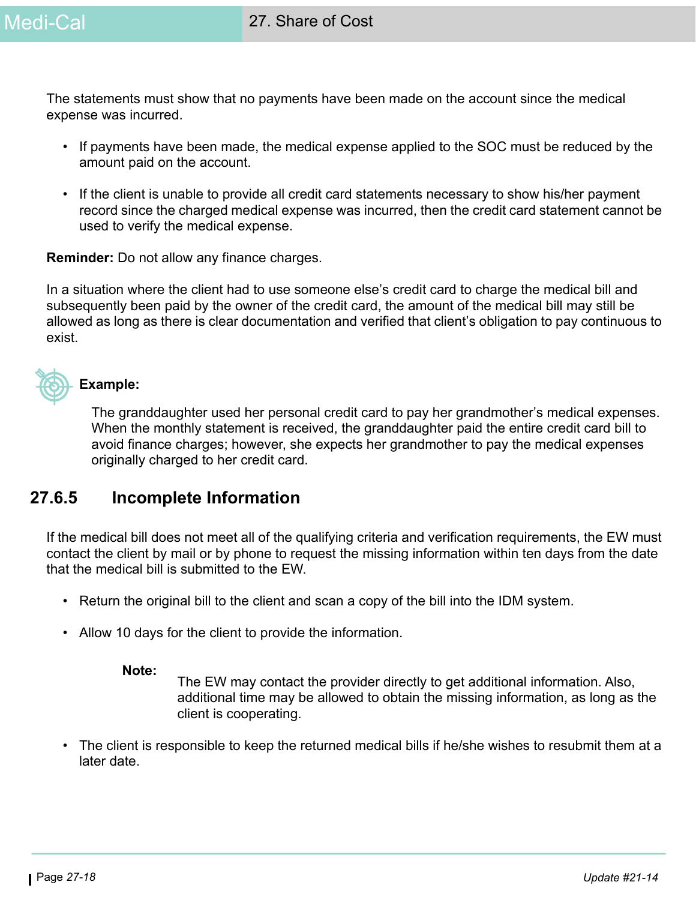The statements must show that no payments have been made on the account since the medical expense was incurred.

- If payments have been made, the medical expense applied to the SOC must be reduced by the amount paid on the account.
- If the client is unable to provide all credit card statements necessary to show his/her payment record since the charged medical expense was incurred, then the credit card statement cannot be used to verify the medical expense.

**Reminder:** Do not allow any finance charges.

In a situation where the client had to use someone else's credit card to charge the medical bill and subsequently been paid by the owner of the credit card, the amount of the medical bill may still be allowed as long as there is clear documentation and verified that client's obligation to pay continuous to exist.

**Example:**

The granddaughter used her personal credit card to pay her grandmother's medical expenses. When the monthly statement is received, the granddaughter paid the entire credit card bill to avoid finance charges; however, she expects her grandmother to pay the medical expenses originally charged to her credit card.

## 27.6.5 Incomplete Information

If the medical bill does not meet all of the qualifying criteria and verification requirements, the EW must contact the client by mail or by phone to request the missing information within ten days from the date that the medical bill is submitted to the EW.

- Return the original bill to the client and scan a copy of the bill into the IDM system.
- Allow 10 days for the client to provide the information.

  **Note:** The EW may contact the provider directly to get additional information. Also, additional time may be allowed to obtain the missing information, as long as the client is cooperating.

- The client is responsible to keep the returned medical bills if he/she wishes to resubmit them at a later date.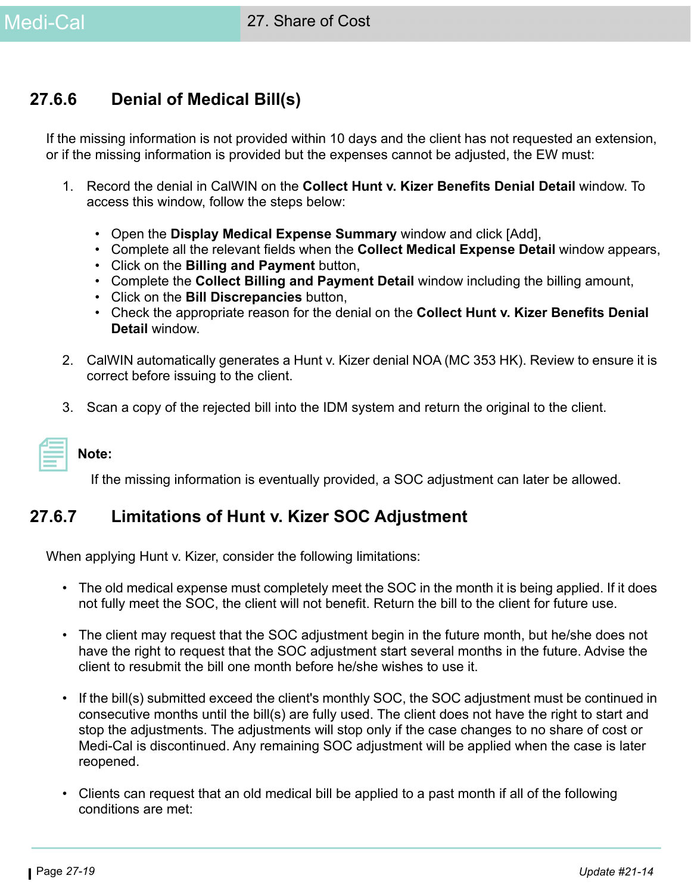## 27.6.6 Denial of Medical Bill(s)

If the missing information is not provided within 10 days and the client has not requested an extension, or if the missing information is provided but the expenses cannot be adjusted, the EW must:

1. Record the denial in CalWIN on the **Collect Hunt v. Kizer Benefits Denial Detail** window. To access this window, follow the steps below:

    - Open the **Display Medical Expense Summary** window and click [Add],
    - Complete all the relevant fields when the **Collect Medical Expense Detail** window appears,
    - Click on the **Billing and Payment** button,
    - Complete the **Collect Billing and Payment Detail** window including the billing amount,
    - Click on the **Bill Discrepancies** button,
    - Check the appropriate reason for the denial on the **Collect Hunt v. Kizer Benefits Denial Detail** window.

2. CalWIN automatically generates a Hunt v. Kizer denial NOA (MC 353 HK). Review to ensure it is correct before issuing to the client.

3. Scan a copy of the rejected bill into the IDM system and return the original to the client.

**Note:**

If the missing information is eventually provided, a SOC adjustment can later be allowed.

## 27.6.7 Limitations of Hunt v. Kizer SOC Adjustment

When applying Hunt v. Kizer, consider the following limitations:

- The old medical expense must completely meet the SOC in the month it is being applied. If it does not fully meet the SOC, the client will not benefit. Return the bill to the client for future use.

- The client may request that the SOC adjustment begin in the future month, but he/she does not have the right to request that the SOC adjustment start several months in the future. Advise the client to resubmit the bill one month before he/she wishes to use it.

- If the bill(s) submitted exceed the client's monthly SOC, the SOC adjustment must be continued in consecutive months until the bill(s) are fully used. The client does not have the right to start and stop the adjustments. The adjustments will stop only if the case changes to no share of cost or Medi-Cal is discontinued. Any remaining SOC adjustment will be applied when the case is later reopened.

- Clients can request that an old medical bill be applied to a past month if all of the following conditions are met: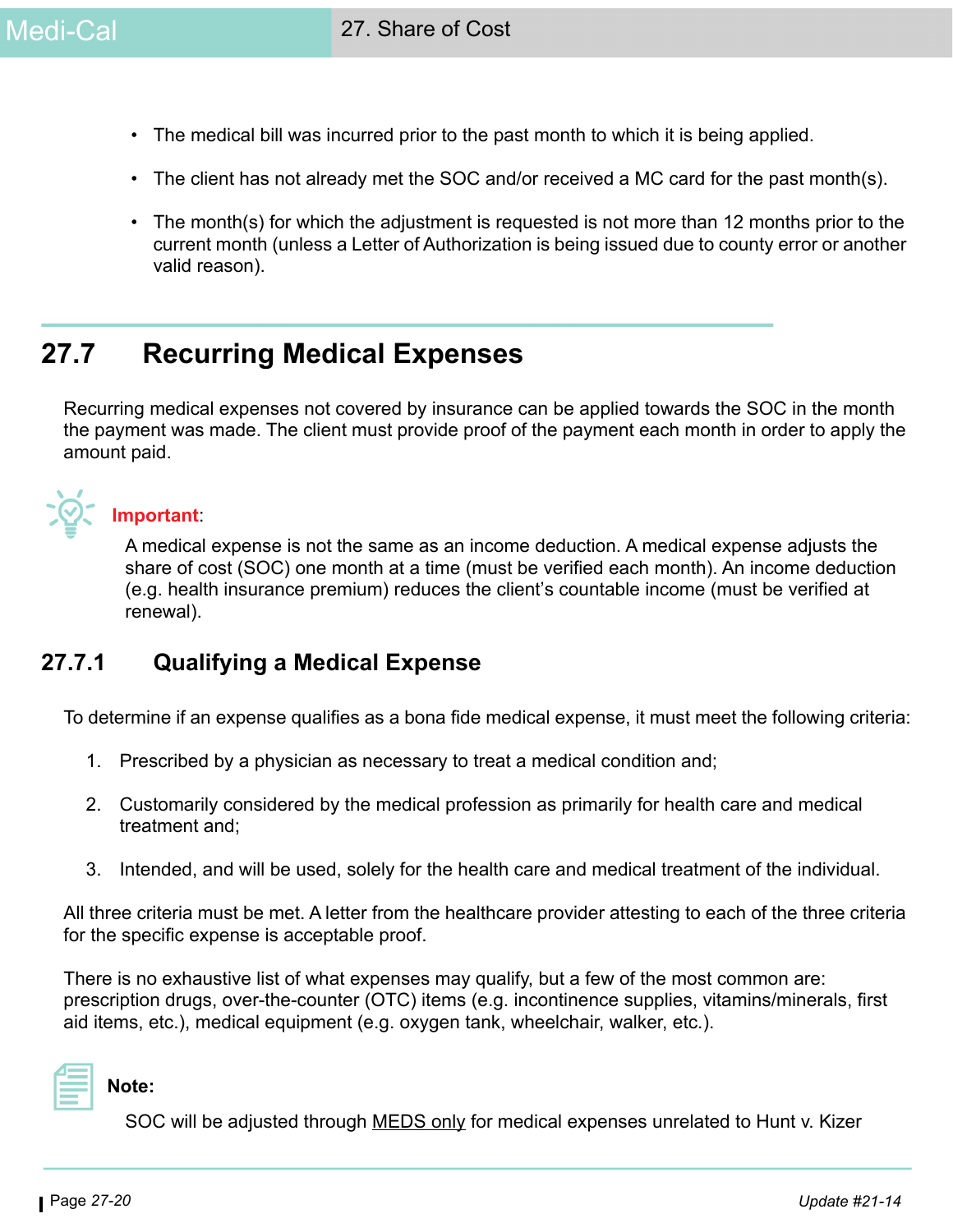- The medical bill was incurred prior to the past month to which it is being applied.
- The client has not already met the SOC and/or received a MC card for the past month(s).
- The month(s) for which the adjustment is requested is not more than 12 months prior to the current month (unless a Letter of Authorization is being issued due to county error or another valid reason).

## 27.7 Recurring Medical Expenses

Recurring medical expenses not covered by insurance can be applied towards the SOC in the month the payment was made. The client must provide proof of the payment each month in order to apply the amount paid.

**Important**:

A medical expense is not the same as an income deduction. A medical expense adjusts the share of cost (SOC) one month at a time (must be verified each month). An income deduction (e.g. health insurance premium) reduces the client's countable income (must be verified at renewal).

### 27.7.1 Qualifying a Medical Expense

To determine if an expense qualifies as a bona fide medical expense, it must meet the following criteria:

1. Prescribed by a physician as necessary to treat a medical condition and;
2. Customarily considered by the medical profession as primarily for health care and medical treatment and;
3. Intended, and will be used, solely for the health care and medical treatment of the individual.

All three criteria must be met. A letter from the healthcare provider attesting to each of the three criteria for the specific expense is acceptable proof.

There is no exhaustive list of what expenses may qualify, but a few of the most common are: prescription drugs, over-the-counter (OTC) items (e.g. incontinence supplies, vitamins/minerals, first aid items, etc.), medical equipment (e.g. oxygen tank, wheelchair, walker, etc.).

**Note:**

SOC will be adjusted through <u>MEDS only</u> for medical expenses unrelated to Hunt v. Kizer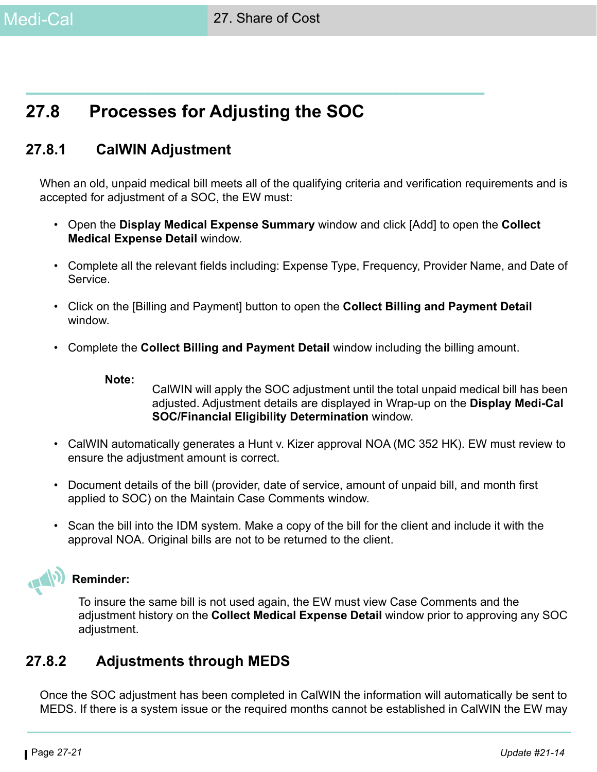## 27.8 Processes for Adjusting the SOC

### 27.8.1 CalWIN Adjustment

When an old, unpaid medical bill meets all of the qualifying criteria and verification requirements and is accepted for adjustment of a SOC, the EW must:

- Open the **Display Medical Expense Summary** window and click [Add] to open the **Collect Medical Expense Detail** window.
- Complete all the relevant fields including: Expense Type, Frequency, Provider Name, and Date of Service.
- Click on the [Billing and Payment] button to open the **Collect Billing and Payment Detail** window.
- Complete the **Collect Billing and Payment Detail** window including the billing amount.

  **Note:** CalWIN will apply the SOC adjustment until the total unpaid medical bill has been adjusted. Adjustment details are displayed in Wrap-up on the **Display Medi-Cal SOC/Financial Eligibility Determination** window.

- CalWIN automatically generates a Hunt v. Kizer approval NOA (MC 352 HK). EW must review to ensure the adjustment amount is correct.
- Document details of the bill (provider, date of service, amount of unpaid bill, and month first applied to SOC) on the Maintain Case Comments window.
- Scan the bill into the IDM system. Make a copy of the bill for the client and include it with the approval NOA. Original bills are not to be returned to the client.

**Reminder:**

To insure the same bill is not used again, the EW must view Case Comments and the adjustment history on the **Collect Medical Expense Detail** window prior to approving any SOC adjustment.

### 27.8.2 Adjustments through MEDS

Once the SOC adjustment has been completed in CalWIN the information will automatically be sent to MEDS. If there is a system issue or the required months cannot be established in CalWIN the EW may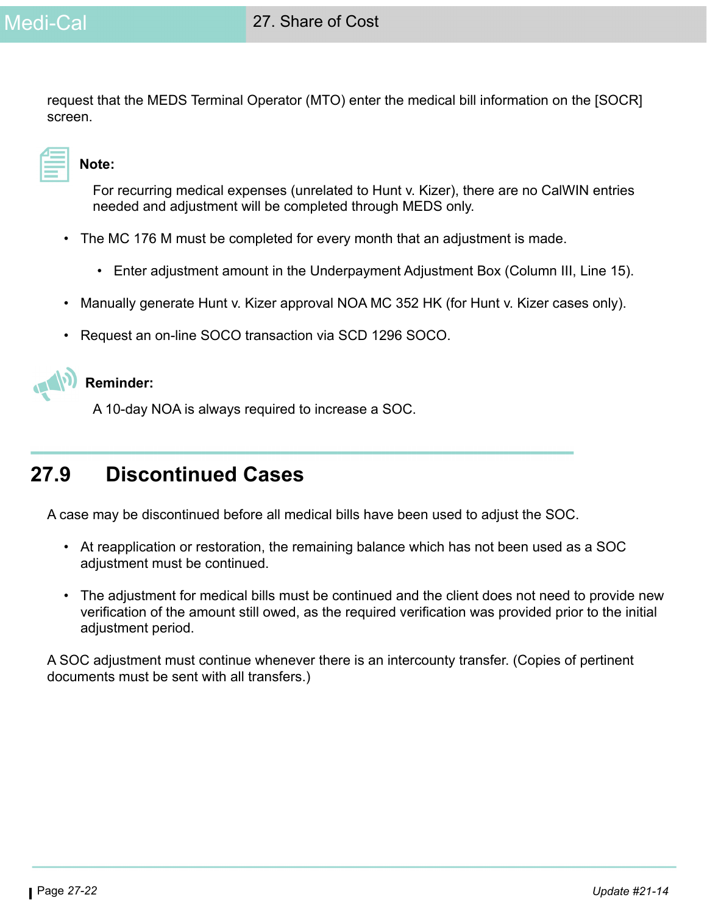request that the MEDS Terminal Operator (MTO) enter the medical bill information on the [SOCR] screen.

**Note:**

For recurring medical expenses (unrelated to Hunt v. Kizer), there are no CalWIN entries needed and adjustment will be completed through MEDS only.

- The MC 176 M must be completed for every month that an adjustment is made.
  - Enter adjustment amount in the Underpayment Adjustment Box (Column III, Line 15).
- Manually generate Hunt v. Kizer approval NOA MC 352 HK (for Hunt v. Kizer cases only).
- Request an on-line SOCO transaction via SCD 1296 SOCO.

**Reminder:**

A 10-day NOA is always required to increase a SOC.

## 27.9 Discontinued Cases

A case may be discontinued before all medical bills have been used to adjust the SOC.

- At reapplication or restoration, the remaining balance which has not been used as a SOC adjustment must be continued.
- The adjustment for medical bills must be continued and the client does not need to provide new verification of the amount still owed, as the required verification was provided prior to the initial adjustment period.

A SOC adjustment must continue whenever there is an intercounty transfer. (Copies of pertinent documents must be sent with all transfers.)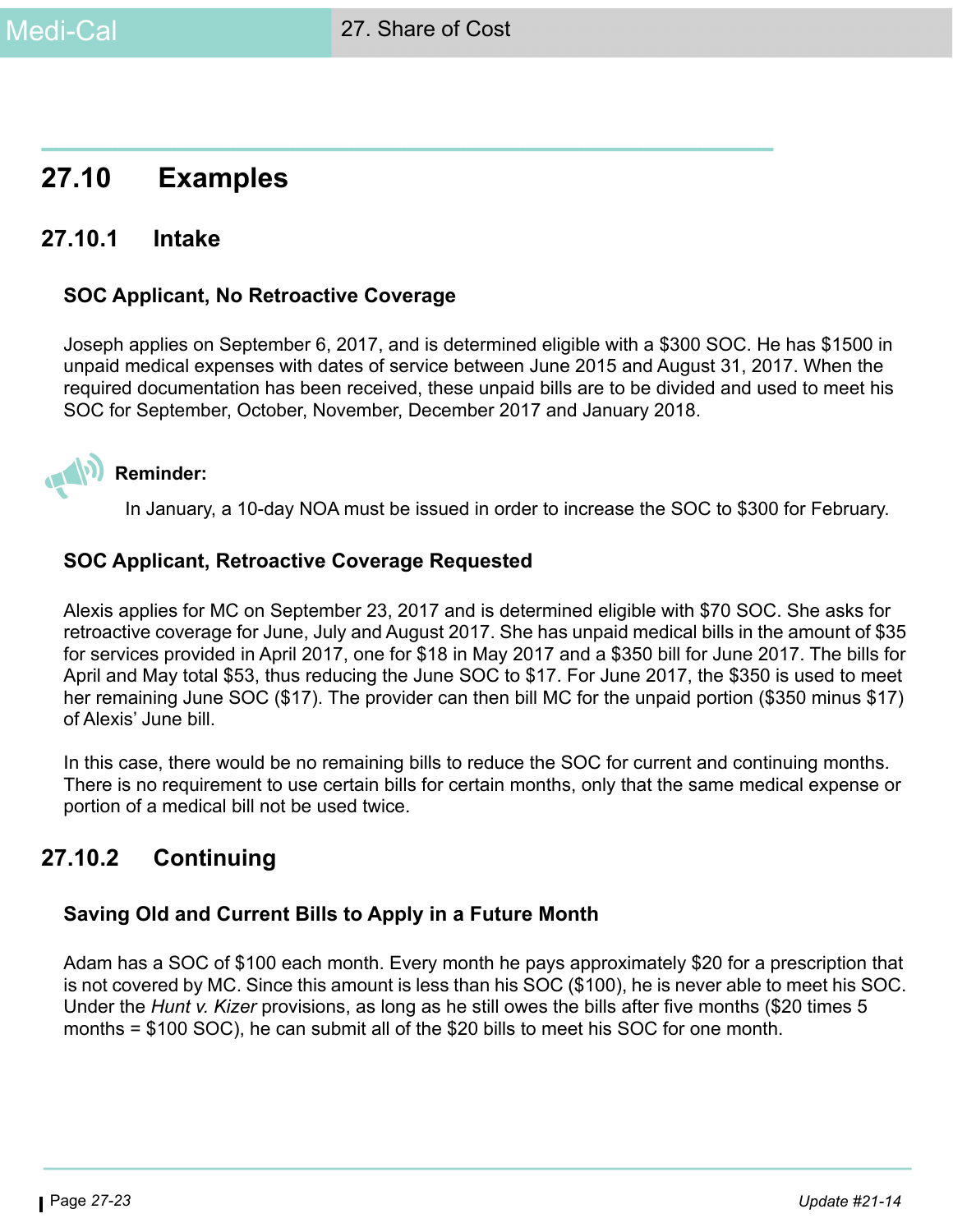## 27.10 Examples

### 27.10.1 Intake

#### SOC Applicant, No Retroactive Coverage

Joseph applies on September 6, 2017, and is determined eligible with a $300 SOC. He has $1500 in unpaid medical expenses with dates of service between June 2015 and August 31, 2017. When the required documentation has been received, these unpaid bills are to be divided and used to meet his SOC for September, October, November, December 2017 and January 2018.

**Reminder:**

In January, a 10-day NOA must be issued in order to increase the SOC to $300 for February.

#### SOC Applicant, Retroactive Coverage Requested

Alexis applies for MC on September 23, 2017 and is determined eligible with $70 SOC. She asks for retroactive coverage for June, July and August 2017. She has unpaid medical bills in the amount of $35 for services provided in April 2017, one for $18 in May 2017 and a $350 bill for June 2017. The bills for April and May total $53, thus reducing the June SOC to $17. For June 2017, the $350 is used to meet her remaining June SOC ($17). The provider can then bill MC for the unpaid portion ($350 minus $17) of Alexis' June bill.

In this case, there would be no remaining bills to reduce the SOC for current and continuing months. There is no requirement to use certain bills for certain months, only that the same medical expense or portion of a medical bill not be used twice.

### 27.10.2 Continuing

#### Saving Old and Current Bills to Apply in a Future Month

Adam has a SOC of $100 each month. Every month he pays approximately $20 for a prescription that is not covered by MC. Since this amount is less than his SOC ($100), he is never able to meet his SOC. Under the *Hunt v. Kizer* provisions, as long as he still owes the bills after five months ($20 times 5 months = $100 SOC), he can submit all of the $20 bills to meet his SOC for one month.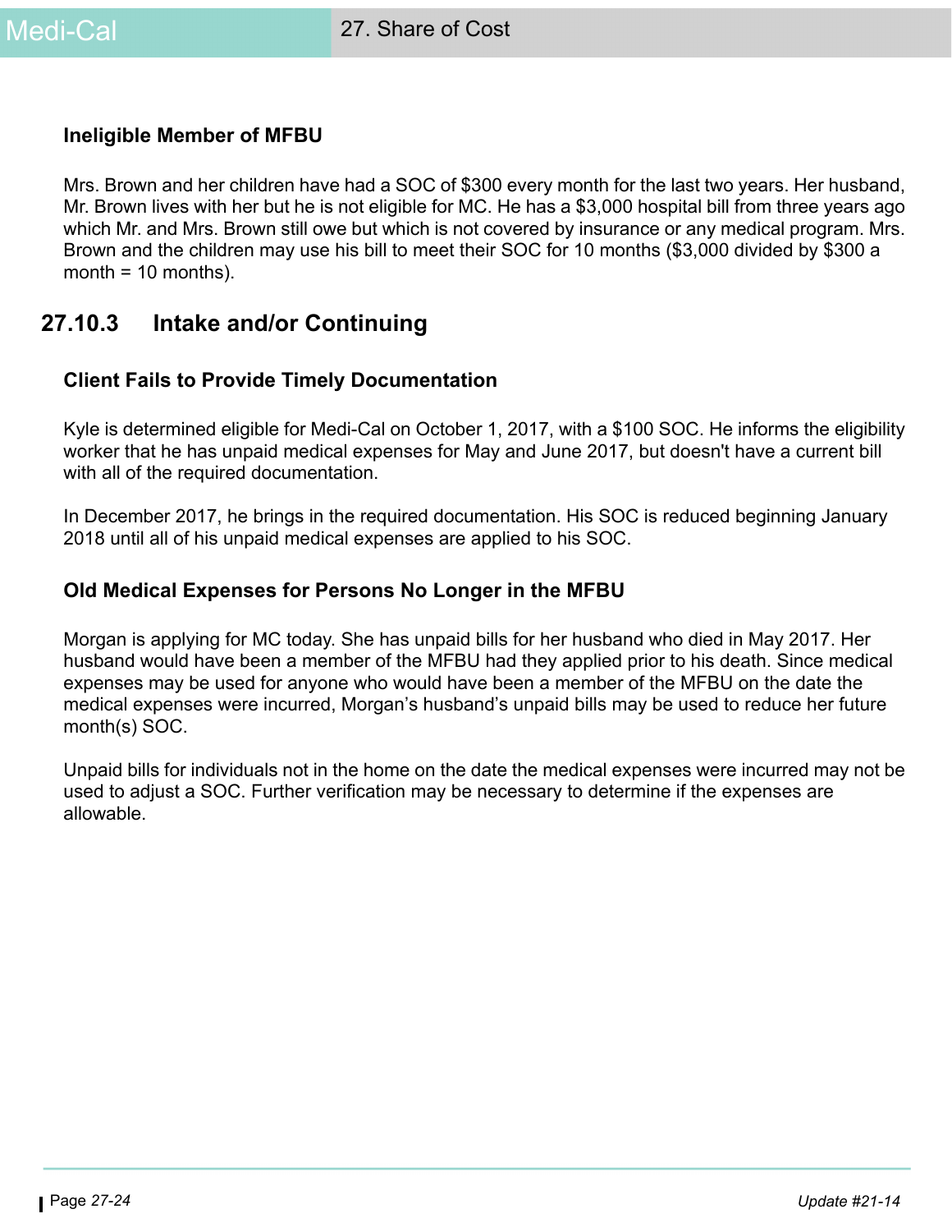#### Ineligible Member of MFBU

Mrs. Brown and her children have had a SOC of $300 every month for the last two years. Her husband, Mr. Brown lives with her but he is not eligible for MC. He has a $3,000 hospital bill from three years ago which Mr. and Mrs. Brown still owe but which is not covered by insurance or any medical program. Mrs. Brown and the children may use his bill to meet their SOC for 10 months ($3,000 divided by $300 a month = 10 months).

### 27.10.3 Intake and/or Continuing

#### Client Fails to Provide Timely Documentation

Kyle is determined eligible for Medi-Cal on October 1, 2017, with a $100 SOC. He informs the eligibility worker that he has unpaid medical expenses for May and June 2017, but doesn't have a current bill with all of the required documentation.

In December 2017, he brings in the required documentation. His SOC is reduced beginning January 2018 until all of his unpaid medical expenses are applied to his SOC.

#### Old Medical Expenses for Persons No Longer in the MFBU

Morgan is applying for MC today. She has unpaid bills for her husband who died in May 2017. Her husband would have been a member of the MFBU had they applied prior to his death. Since medical expenses may be used for anyone who would have been a member of the MFBU on the date the medical expenses were incurred, Morgan's husband's unpaid bills may be used to reduce her future month(s) SOC.

Unpaid bills for individuals not in the home on the date the medical expenses were incurred may not be used to adjust a SOC. Further verification may be necessary to determine if the expenses are allowable.